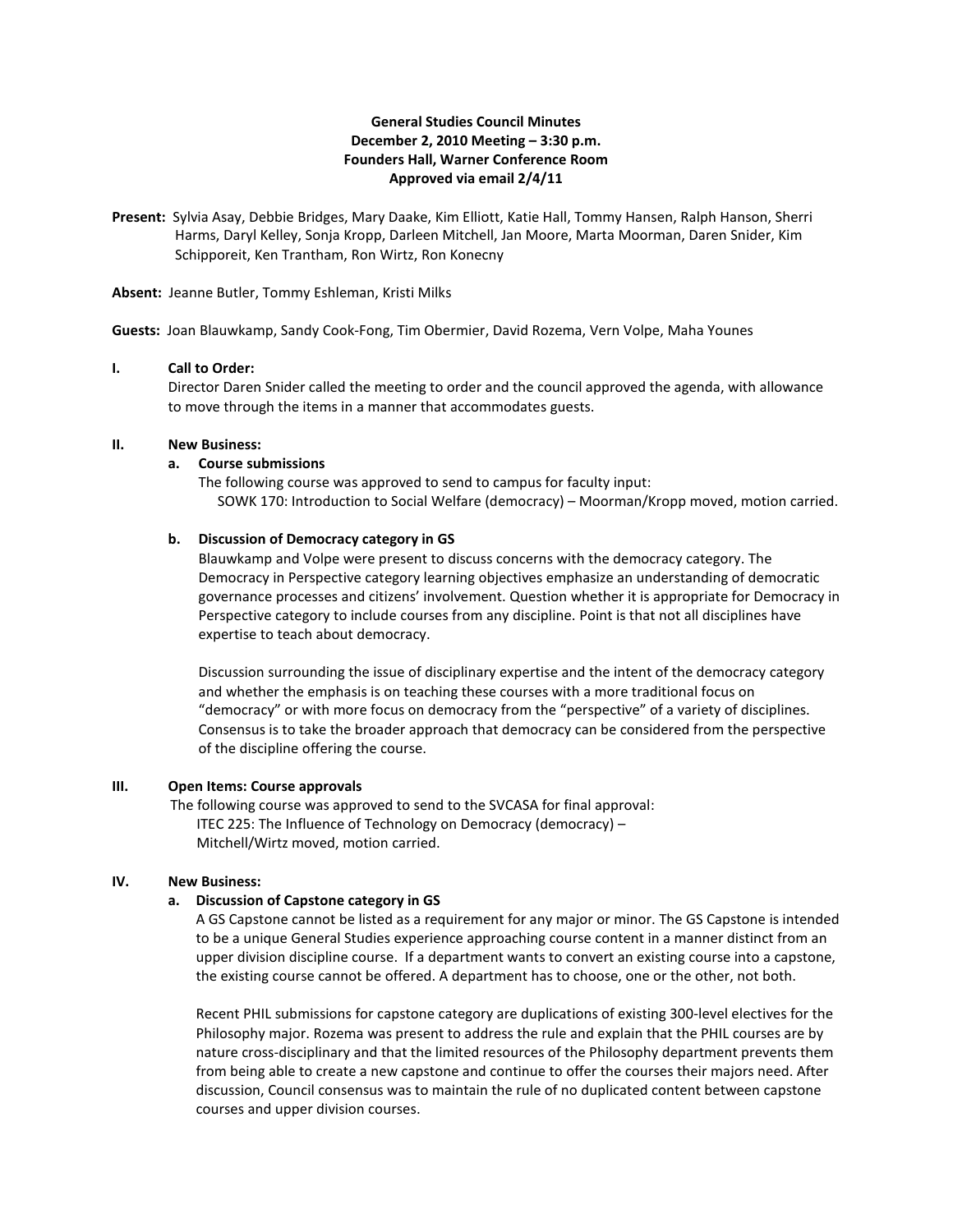**General Studies Council Minutes**
**December 2, 2010 Meeting – 3:30 p.m.**
**Founders Hall, Warner Conference Room**
**Approved via email 2/4/11**

**Present:** Sylvia Asay, Debbie Bridges, Mary Daake, Kim Elliott, Katie Hall, Tommy Hansen, Ralph Hanson, Sherri Harms, Daryl Kelley, Sonja Kropp, Darleen Mitchell, Jan Moore, Marta Moorman, Daren Snider, Kim Schipporeit, Ken Trantham, Ron Wirtz, Ron Konecny

**Absent:** Jeanne Butler, Tommy Eshleman, Kristi Milks

**Guests:** Joan Blauwkamp, Sandy Cook-Fong, Tim Obermier, David Rozema, Vern Volpe, Maha Younes

## I. Call to Order:

Director Daren Snider called the meeting to order and the council approved the agenda, with allowance to move through the items in a manner that accommodates guests.

## II. New Business:

### a. Course submissions

The following course was approved to send to campus for faculty input:

SOWK 170: Introduction to Social Welfare (democracy) – Moorman/Kropp moved, motion carried.

### b. Discussion of Democracy category in GS

Blauwkamp and Volpe were present to discuss concerns with the democracy category. The Democracy in Perspective category learning objectives emphasize an understanding of democratic governance processes and citizens' involvement. Question whether it is appropriate for Democracy in Perspective category to include courses from any discipline. Point is that not all disciplines have expertise to teach about democracy.

Discussion surrounding the issue of disciplinary expertise and the intent of the democracy category and whether the emphasis is on teaching these courses with a more traditional focus on "democracy" or with more focus on democracy from the "perspective" of a variety of disciplines. Consensus is to take the broader approach that democracy can be considered from the perspective of the discipline offering the course.

## III. Open Items: Course approvals

The following course was approved to send to the SVCASA for final approval:

ITEC 225: The Influence of Technology on Democracy (democracy) – Mitchell/Wirtz moved, motion carried.

## IV. New Business:

### a. Discussion of Capstone category in GS

A GS Capstone cannot be listed as a requirement for any major or minor. The GS Capstone is intended to be a unique General Studies experience approaching course content in a manner distinct from an upper division discipline course. If a department wants to convert an existing course into a capstone, the existing course cannot be offered. A department has to choose, one or the other, not both.

Recent PHIL submissions for capstone category are duplications of existing 300-level electives for the Philosophy major. Rozema was present to address the rule and explain that the PHIL courses are by nature cross-disciplinary and that the limited resources of the Philosophy department prevents them from being able to create a new capstone and continue to offer the courses their majors need. After discussion, Council consensus was to maintain the rule of no duplicated content between capstone courses and upper division courses.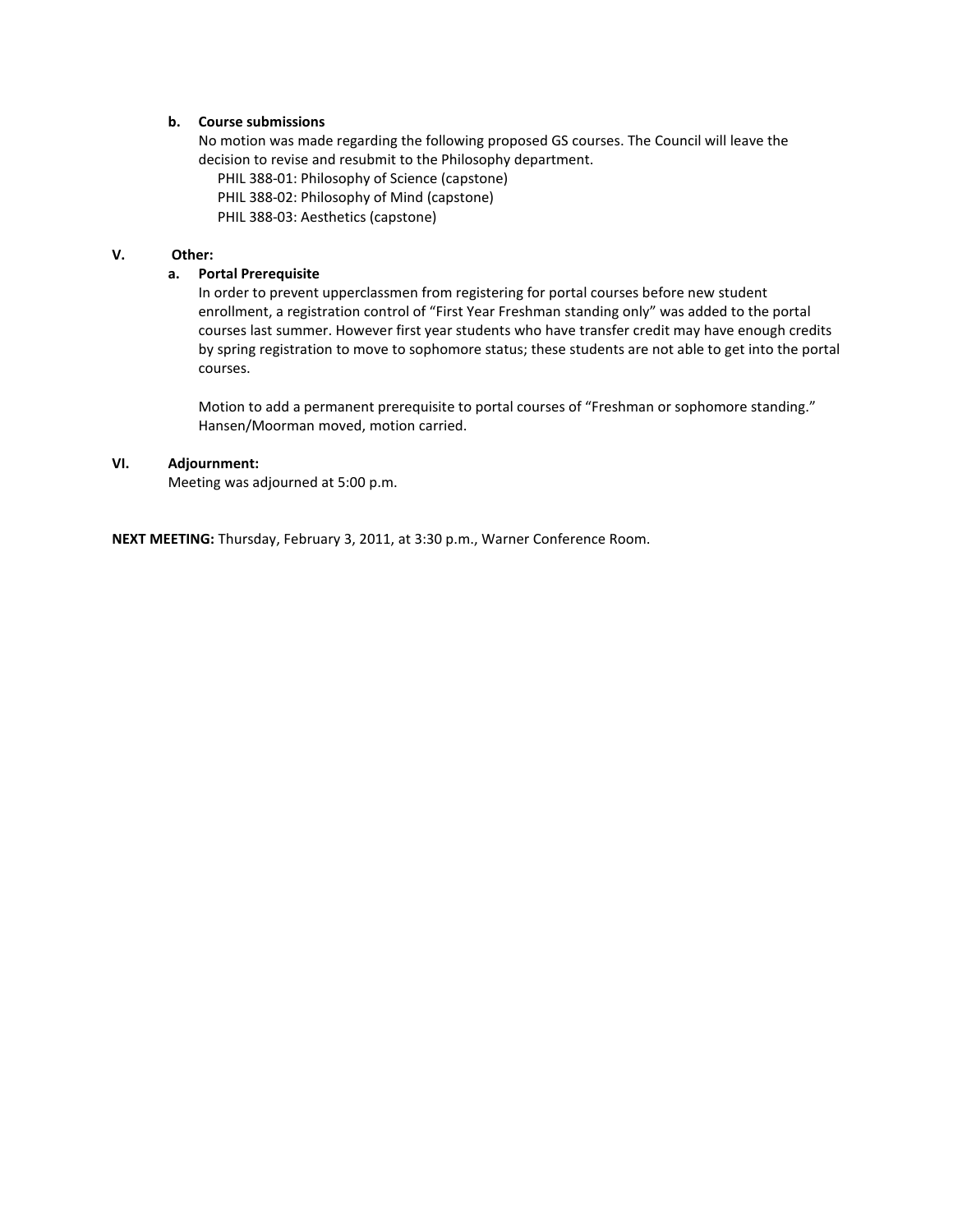**b. Course submissions**

No motion was made regarding the following proposed GS courses. The Council will leave the decision to revise and resubmit to the Philosophy department.

PHIL 388-01: Philosophy of Science (capstone)
PHIL 388-02: Philosophy of Mind (capstone)
PHIL 388-03: Aesthetics (capstone)

## V. Other:

**a. Portal Prerequisite**

In order to prevent upperclassmen from registering for portal courses before new student enrollment, a registration control of "First Year Freshman standing only" was added to the portal courses last summer. However first year students who have transfer credit may have enough credits by spring registration to move to sophomore status; these students are not able to get into the portal courses.

Motion to add a permanent prerequisite to portal courses of "Freshman or sophomore standing." Hansen/Moorman moved, motion carried.

## VI. Adjournment:

Meeting was adjourned at 5:00 p.m.

**NEXT MEETING:** Thursday, February 3, 2011, at 3:30 p.m., Warner Conference Room.